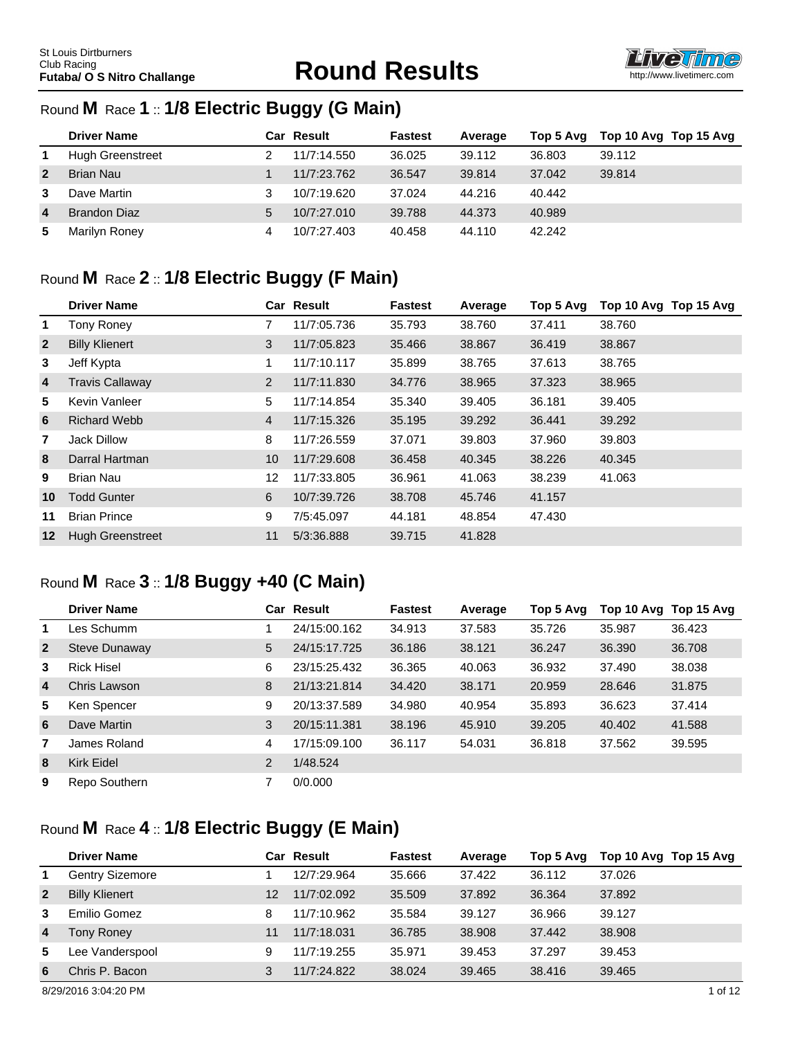St Louis Dirtburners
Club Racing
**Futaba/ O S Nitro Challange**

# Round Results

## Round M Race 1 :: 1/8 Electric Buggy (G Main)

| | Driver Name | Car | Result | Fastest | Average | Top 5 Avg | Top 10 Avg | Top 15 Avg |
|---|---|---|---|---|---|---|---|---|
| 1 | Hugh Greenstreet | 2 | 11/7:14.550 | 36.025 | 39.112 | 36.803 | 39.112 | |
| 2 | Brian Nau | 1 | 11/7:23.762 | 36.547 | 39.814 | 37.042 | 39.814 | |
| 3 | Dave Martin | 3 | 10/7:19.620 | 37.024 | 44.216 | 40.442 | | |
| 4 | Brandon Diaz | 5 | 10/7:27.010 | 39.788 | 44.373 | 40.989 | | |
| 5 | Marilyn Roney | 4 | 10/7:27.403 | 40.458 | 44.110 | 42.242 | | |

## Round M Race 2 :: 1/8 Electric Buggy (F Main)

| | Driver Name | Car | Result | Fastest | Average | Top 5 Avg | Top 10 Avg | Top 15 Avg |
|---|---|---|---|---|---|---|---|---|
| 1 | Tony Roney | 7 | 11/7:05.736 | 35.793 | 38.760 | 37.411 | 38.760 | |
| 2 | Billy Klienert | 3 | 11/7:05.823 | 35.466 | 38.867 | 36.419 | 38.867 | |
| 3 | Jeff Kypta | 1 | 11/7:10.117 | 35.899 | 38.765 | 37.613 | 38.765 | |
| 4 | Travis Callaway | 2 | 11/7:11.830 | 34.776 | 38.965 | 37.323 | 38.965 | |
| 5 | Kevin Vanleer | 5 | 11/7:14.854 | 35.340 | 39.405 | 36.181 | 39.405 | |
| 6 | Richard Webb | 4 | 11/7:15.326 | 35.195 | 39.292 | 36.441 | 39.292 | |
| 7 | Jack Dillow | 8 | 11/7:26.559 | 37.071 | 39.803 | 37.960 | 39.803 | |
| 8 | Darral Hartman | 10 | 11/7:29.608 | 36.458 | 40.345 | 38.226 | 40.345 | |
| 9 | Brian Nau | 12 | 11/7:33.805 | 36.961 | 41.063 | 38.239 | 41.063 | |
| 10 | Todd Gunter | 6 | 10/7:39.726 | 38.708 | 45.746 | 41.157 | | |
| 11 | Brian Prince | 9 | 7/5:45.097 | 44.181 | 48.854 | 47.430 | | |
| 12 | Hugh Greenstreet | 11 | 5/3:36.888 | 39.715 | 41.828 | | | |

## Round M Race 3 :: 1/8 Buggy +40 (C Main)

| | Driver Name | Car | Result | Fastest | Average | Top 5 Avg | Top 10 Avg | Top 15 Avg |
|---|---|---|---|---|---|---|---|---|
| 1 | Les Schumm | 1 | 24/15:00.162 | 34.913 | 37.583 | 35.726 | 35.987 | 36.423 |
| 2 | Steve Dunaway | 5 | 24/15:17.725 | 36.186 | 38.121 | 36.247 | 36.390 | 36.708 |
| 3 | Rick Hisel | 6 | 23/15:25.432 | 36.365 | 40.063 | 36.932 | 37.490 | 38.038 |
| 4 | Chris Lawson | 8 | 21/13:21.814 | 34.420 | 38.171 | 20.959 | 28.646 | 31.875 |
| 5 | Ken Spencer | 9 | 20/13:37.589 | 34.980 | 40.954 | 35.893 | 36.623 | 37.414 |
| 6 | Dave Martin | 3 | 20/15:11.381 | 38.196 | 45.910 | 39.205 | 40.402 | 41.588 |
| 7 | James Roland | 4 | 17/15:09.100 | 36.117 | 54.031 | 36.818 | 37.562 | 39.595 |
| 8 | Kirk Eidel | 2 | 1/48.524 | | | | | |
| 9 | Repo Southern | 7 | 0/0.000 | | | | | |

## Round M Race 4 :: 1/8 Electric Buggy (E Main)

| | Driver Name | Car | Result | Fastest | Average | Top 5 Avg | Top 10 Avg | Top 15 Avg |
|---|---|---|---|---|---|---|---|---|
| 1 | Gentry Sizemore | 1 | 12/7:29.964 | 35.666 | 37.422 | 36.112 | 37.026 | |
| 2 | Billy Klienert | 12 | 11/7:02.092 | 35.509 | 37.892 | 36.364 | 37.892 | |
| 3 | Emilio Gomez | 8 | 11/7:10.962 | 35.584 | 39.127 | 36.966 | 39.127 | |
| 4 | Tony Roney | 11 | 11/7:18.031 | 36.785 | 38.908 | 37.442 | 38.908 | |
| 5 | Lee Vanderspool | 9 | 11/7:19.255 | 35.971 | 39.453 | 37.297 | 39.453 | |
| 6 | Chris P. Bacon | 3 | 11/7:24.822 | 38.024 | 39.465 | 38.416 | 39.465 | |

8/29/2016 3:04:20 PM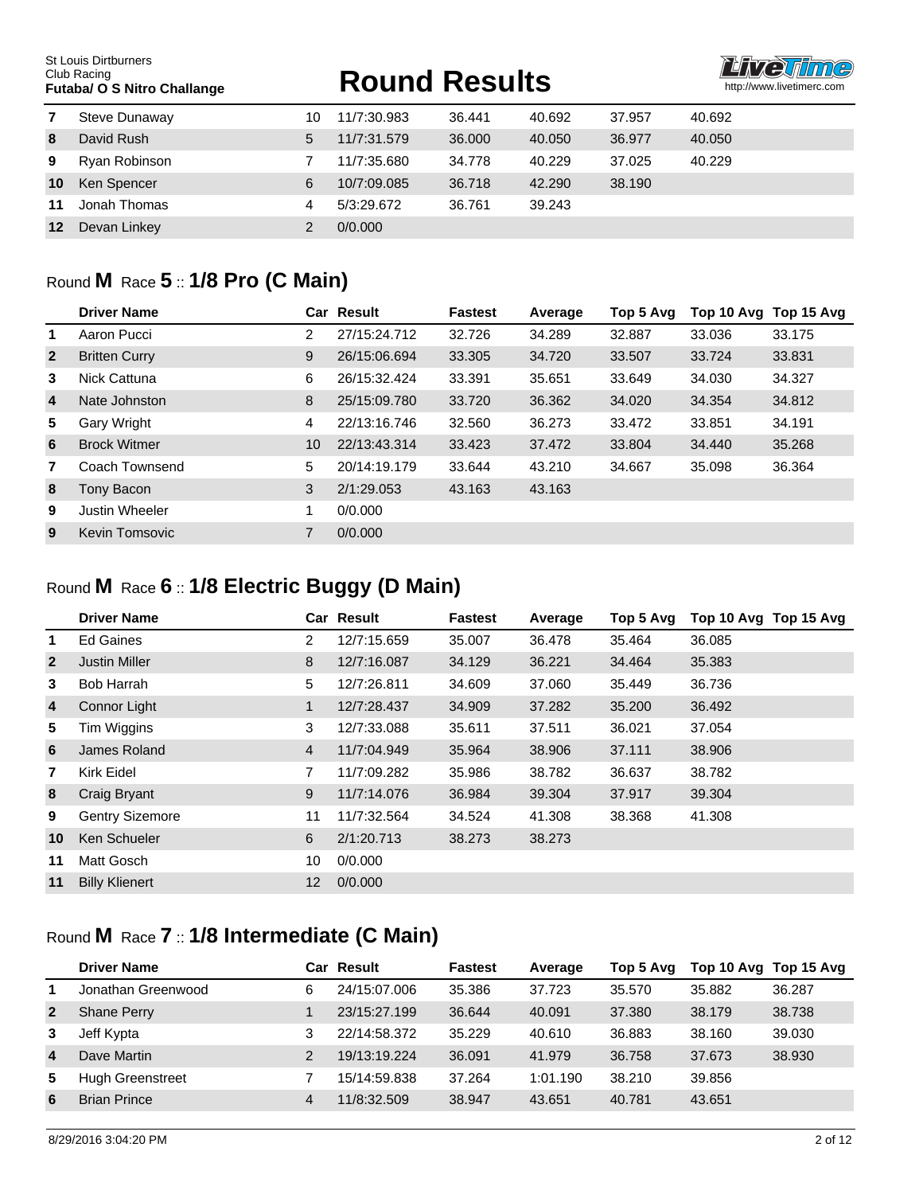| | Driver Name | Car | Result | Fastest | Average | Top 5 Avg | Top 10 Avg | Top 15 Avg |
|---|---|---|---|---|---|---|---|---|
| 7 | Steve Dunaway | 10 | 11/7:30.983 | 36.441 | 40.692 | 37.957 | 40.692 | |
| 8 | David Rush | 5 | 11/7:31.579 | 36.000 | 40.050 | 36.977 | 40.050 | |
| 9 | Ryan Robinson | 7 | 11/7:35.680 | 34.778 | 40.229 | 37.025 | 40.229 | |
| 10 | Ken Spencer | 6 | 10/7:09.085 | 36.718 | 42.290 | 38.190 | | |
| 11 | Jonah Thomas | 4 | 5/3:29.672 | 36.761 | 39.243 | | | |
| 12 | Devan Linkey | 2 | 0/0.000 | | | | | |

## Round **M** Race **5** :: **1/8 Pro (C Main)**

| | Driver Name | Car | Result | Fastest | Average | Top 5 Avg | Top 10 Avg | Top 15 Avg |
|---|---|---|---|---|---|---|---|---|
| 1 | Aaron Pucci | 2 | 27/15:24.712 | 32.726 | 34.289 | 32.887 | 33.036 | 33.175 |
| 2 | Britten Curry | 9 | 26/15:06.694 | 33.305 | 34.720 | 33.507 | 33.724 | 33.831 |
| 3 | Nick Cattuna | 6 | 26/15:32.424 | 33.391 | 35.651 | 33.649 | 34.030 | 34.327 |
| 4 | Nate Johnston | 8 | 25/15:09.780 | 33.720 | 36.362 | 34.020 | 34.354 | 34.812 |
| 5 | Gary Wright | 4 | 22/13:16.746 | 32.560 | 36.273 | 33.472 | 33.851 | 34.191 |
| 6 | Brock Witmer | 10 | 22/13:43.314 | 33.423 | 37.472 | 33.804 | 34.440 | 35.268 |
| 7 | Coach Townsend | 5 | 20/14:19.179 | 33.644 | 43.210 | 34.667 | 35.098 | 36.364 |
| 8 | Tony Bacon | 3 | 2/1:29.053 | 43.163 | 43.163 | | | |
| 9 | Justin Wheeler | 1 | 0/0.000 | | | | | |
| 9 | Kevin Tomsovic | 7 | 0/0.000 | | | | | |

## Round **M** Race **6** :: **1/8 Electric Buggy (D Main)**

| | Driver Name | Car | Result | Fastest | Average | Top 5 Avg | Top 10 Avg | Top 15 Avg |
|---|---|---|---|---|---|---|---|---|
| 1 | Ed Gaines | 2 | 12/7:15.659 | 35.007 | 36.478 | 35.464 | 36.085 | |
| 2 | Justin Miller | 8 | 12/7:16.087 | 34.129 | 36.221 | 34.464 | 35.383 | |
| 3 | Bob Harrah | 5 | 12/7:26.811 | 34.609 | 37.060 | 35.449 | 36.736 | |
| 4 | Connor Light | 1 | 12/7:28.437 | 34.909 | 37.282 | 35.200 | 36.492 | |
| 5 | Tim Wiggins | 3 | 12/7:33.088 | 35.611 | 37.511 | 36.021 | 37.054 | |
| 6 | James Roland | 4 | 11/7:04.949 | 35.964 | 38.906 | 37.111 | 38.906 | |
| 7 | Kirk Eidel | 7 | 11/7:09.282 | 35.986 | 38.782 | 36.637 | 38.782 | |
| 8 | Craig Bryant | 9 | 11/7:14.076 | 36.984 | 39.304 | 37.917 | 39.304 | |
| 9 | Gentry Sizemore | 11 | 11/7:32.564 | 34.524 | 41.308 | 38.368 | 41.308 | |
| 10 | Ken Schueler | 6 | 2/1:20.713 | 38.273 | 38.273 | | | |
| 11 | Matt Gosch | 10 | 0/0.000 | | | | | |
| 11 | Billy Klienert | 12 | 0/0.000 | | | | | |

## Round **M** Race **7** :: **1/8 Intermediate (C Main)**

| | Driver Name | Car | Result | Fastest | Average | Top 5 Avg | Top 10 Avg | Top 15 Avg |
|---|---|---|---|---|---|---|---|---|
| 1 | Jonathan Greenwood | 6 | 24/15:07.006 | 35.386 | 37.723 | 35.570 | 35.882 | 36.287 |
| 2 | Shane Perry | 1 | 23/15:27.199 | 36.644 | 40.091 | 37.380 | 38.179 | 38.738 |
| 3 | Jeff Kypta | 3 | 22/14:58.372 | 35.229 | 40.610 | 36.883 | 38.160 | 39.030 |
| 4 | Dave Martin | 2 | 19/13:19.224 | 36.091 | 41.979 | 36.758 | 37.673 | 38.930 |
| 5 | Hugh Greenstreet | 7 | 15/14:59.838 | 37.264 | 1:01.190 | 38.210 | 39.856 | |
| 6 | Brian Prince | 4 | 11/8:32.509 | 38.947 | 43.651 | 40.781 | 43.651 | |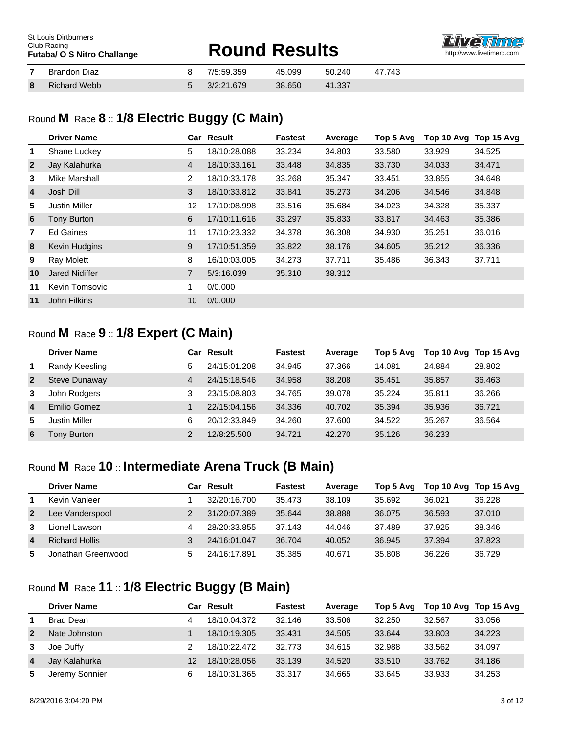| | | | | | | | | |
|---|---|---|---|---|---|---|---|---|
| 7 | Brandon Diaz | 8 | 7/5:59.359 | 45.099 | 50.240 | 47.743 | | |
| 8 | Richard Webb | 5 | 3/2:21.679 | 38.650 | 41.337 | | | |

## Round M Race 8 :: 1/8 Electric Buggy (C Main)

| | Driver Name | Car | Result | Fastest | Average | Top 5 Avg | Top 10 Avg | Top 15 Avg |
|---|---|---|---|---|---|---|---|---|
| 1 | Shane Luckey | 5 | 18/10:28.088 | 33.234 | 34.803 | 33.580 | 33.929 | 34.525 |
| 2 | Jay Kalahurka | 4 | 18/10:33.161 | 33.448 | 34.835 | 33.730 | 34.033 | 34.471 |
| 3 | Mike Marshall | 2 | 18/10:33.178 | 33.268 | 35.347 | 33.451 | 33.855 | 34.648 |
| 4 | Josh Dill | 3 | 18/10:33.812 | 33.841 | 35.273 | 34.206 | 34.546 | 34.848 |
| 5 | Justin Miller | 12 | 17/10:08.998 | 33.516 | 35.684 | 34.023 | 34.328 | 35.337 |
| 6 | Tony Burton | 6 | 17/10:11.616 | 33.297 | 35.833 | 33.817 | 34.463 | 35.386 |
| 7 | Ed Gaines | 11 | 17/10:23.332 | 34.378 | 36.308 | 34.930 | 35.251 | 36.016 |
| 8 | Kevin Hudgins | 9 | 17/10:51.359 | 33.822 | 38.176 | 34.605 | 35.212 | 36.336 |
| 9 | Ray Molett | 8 | 16/10:03.005 | 34.273 | 37.711 | 35.486 | 36.343 | 37.711 |
| 10 | Jared Nidiffer | 7 | 5/3:16.039 | 35.310 | 38.312 | | | |
| 11 | Kevin Tomsovic | 1 | 0/0.000 | | | | | |
| 11 | John Filkins | 10 | 0/0.000 | | | | | |

## Round M Race 9 :: 1/8 Expert (C Main)

| | Driver Name | Car | Result | Fastest | Average | Top 5 Avg | Top 10 Avg | Top 15 Avg |
|---|---|---|---|---|---|---|---|---|
| 1 | Randy Keesling | 5 | 24/15:01.208 | 34.945 | 37.366 | 14.081 | 24.884 | 28.802 |
| 2 | Steve Dunaway | 4 | 24/15:18.546 | 34.958 | 38.208 | 35.451 | 35.857 | 36.463 |
| 3 | John Rodgers | 3 | 23/15:08.803 | 34.765 | 39.078 | 35.224 | 35.811 | 36.266 |
| 4 | Emilio Gomez | 1 | 22/15:04.156 | 34.336 | 40.702 | 35.394 | 35.936 | 36.721 |
| 5 | Justin Miller | 6 | 20/12:33.849 | 34.260 | 37.600 | 34.522 | 35.267 | 36.564 |
| 6 | Tony Burton | 2 | 12/8:25.500 | 34.721 | 42.270 | 35.126 | 36.233 | |

## Round M Race 10 :: Intermediate Arena Truck (B Main)

| | Driver Name | Car | Result | Fastest | Average | Top 5 Avg | Top 10 Avg | Top 15 Avg |
|---|---|---|---|---|---|---|---|---|
| 1 | Kevin Vanleer | 1 | 32/20:16.700 | 35.473 | 38.109 | 35.692 | 36.021 | 36.228 |
| 2 | Lee Vanderspool | 2 | 31/20:07.389 | 35.644 | 38.888 | 36.075 | 36.593 | 37.010 |
| 3 | Lionel Lawson | 4 | 28/20:33.855 | 37.143 | 44.046 | 37.489 | 37.925 | 38.346 |
| 4 | Richard Hollis | 3 | 24/16:01.047 | 36.704 | 40.052 | 36.945 | 37.394 | 37.823 |
| 5 | Jonathan Greenwood | 5 | 24/16:17.891 | 35.385 | 40.671 | 35.808 | 36.226 | 36.729 |

## Round M Race 11 :: 1/8 Electric Buggy (B Main)

| | Driver Name | Car | Result | Fastest | Average | Top 5 Avg | Top 10 Avg | Top 15 Avg |
|---|---|---|---|---|---|---|---|---|
| 1 | Brad Dean | 4 | 18/10:04.372 | 32.146 | 33.506 | 32.250 | 32.567 | 33.056 |
| 2 | Nate Johnston | 1 | 18/10:19.305 | 33.431 | 34.505 | 33.644 | 33.803 | 34.223 |
| 3 | Joe Duffy | 2 | 18/10:22.472 | 32.773 | 34.615 | 32.988 | 33.562 | 34.097 |
| 4 | Jay Kalahurka | 12 | 18/10:28.056 | 33.139 | 34.520 | 33.510 | 33.762 | 34.186 |
| 5 | Jeremy Sonnier | 6 | 18/10:31.365 | 33.317 | 34.665 | 33.645 | 33.933 | 34.253 |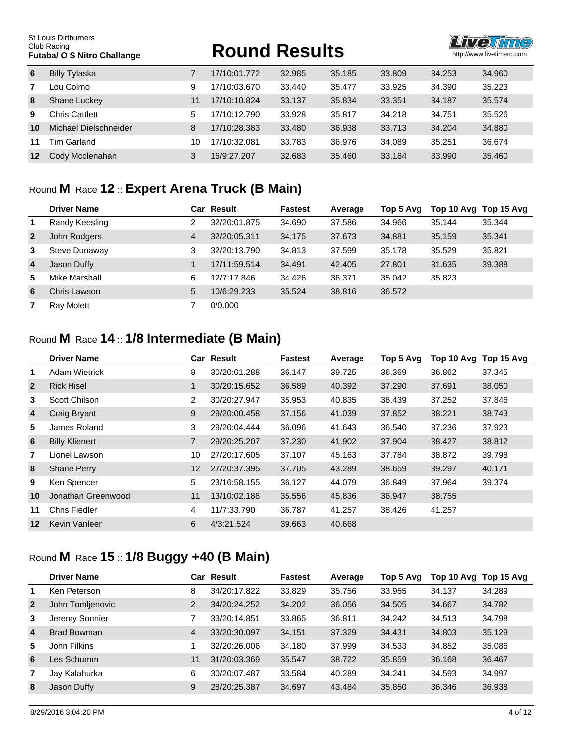| | Driver Name | Car | Result | Fastest | Average | Top 5 Avg | Top 10 Avg | Top 15 Avg |
|---|---|---|---|---|---|---|---|---|
| 6 | Billy Tylaska | 7 | 17/10:01.772 | 32.985 | 35.185 | 33.809 | 34.253 | 34.960 |
| 7 | Lou Colmo | 9 | 17/10:03.670 | 33.440 | 35.477 | 33.925 | 34.390 | 35.223 |
| 8 | Shane Luckey | 11 | 17/10:10.824 | 33.137 | 35.834 | 33.351 | 34.187 | 35.574 |
| 9 | Chris Cattlett | 5 | 17/10:12.790 | 33.928 | 35.817 | 34.218 | 34.751 | 35.526 |
| 10 | Michael Dielschneider | 8 | 17/10:28.383 | 33.480 | 36.938 | 33.713 | 34.204 | 34.880 |
| 11 | Tim Garland | 10 | 17/10:32.081 | 33.783 | 36.976 | 34.089 | 35.251 | 36.674 |
| 12 | Cody Mcclenahan | 3 | 16/9:27.207 | 32.683 | 35.460 | 33.184 | 33.990 | 35.460 |

## Round **M** Race **12** :: **Expert Arena Truck (B Main)**

| | Driver Name | Car | Result | Fastest | Average | Top 5 Avg | Top 10 Avg | Top 15 Avg |
|---|---|---|---|---|---|---|---|---|
| 1 | Randy Keesling | 2 | 32/20:01.875 | 34.690 | 37.586 | 34.966 | 35.144 | 35.344 |
| 2 | John Rodgers | 4 | 32/20:05.311 | 34.175 | 37.673 | 34.881 | 35.159 | 35.341 |
| 3 | Steve Dunaway | 3 | 32/20:13.790 | 34.813 | 37.599 | 35.178 | 35.529 | 35.821 |
| 4 | Jason Duffy | 1 | 17/11:59.514 | 34.491 | 42.405 | 27.801 | 31.635 | 39.388 |
| 5 | Mike Marshall | 6 | 12/7:17.846 | 34.426 | 36.371 | 35.042 | 35.823 | |
| 6 | Chris Lawson | 5 | 10/6:29.233 | 35.524 | 38.816 | 36.572 | | |
| 7 | Ray Molett | 7 | 0/0.000 | | | | | |

## Round **M** Race **14** :: **1/8 Intermediate (B Main)**

| | Driver Name | Car | Result | Fastest | Average | Top 5 Avg | Top 10 Avg | Top 15 Avg |
|---|---|---|---|---|---|---|---|---|
| 1 | Adam Wietrick | 8 | 30/20:01.288 | 36.147 | 39.725 | 36.369 | 36.862 | 37.345 |
| 2 | Rick Hisel | 1 | 30/20:15.652 | 36.589 | 40.392 | 37.290 | 37.691 | 38.050 |
| 3 | Scott Chilson | 2 | 30/20:27.947 | 35.953 | 40.835 | 36.439 | 37.252 | 37.846 |
| 4 | Craig Bryant | 9 | 29/20:00.458 | 37.156 | 41.039 | 37.852 | 38.221 | 38.743 |
| 5 | James Roland | 3 | 29/20:04.444 | 36.096 | 41.643 | 36.540 | 37.236 | 37.923 |
| 6 | Billy Klienert | 7 | 29/20:25.207 | 37.230 | 41.902 | 37.904 | 38.427 | 38.812 |
| 7 | Lionel Lawson | 10 | 27/20:17.605 | 37.107 | 45.163 | 37.784 | 38.872 | 39.798 |
| 8 | Shane Perry | 12 | 27/20:37.395 | 37.705 | 43.289 | 38.659 | 39.297 | 40.171 |
| 9 | Ken Spencer | 5 | 23/16:58.155 | 36.127 | 44.079 | 36.849 | 37.964 | 39.374 |
| 10 | Jonathan Greenwood | 11 | 13/10:02.188 | 35.556 | 45.836 | 36.947 | 38.755 | |
| 11 | Chris Fiedler | 4 | 11/7:33.790 | 36.787 | 41.257 | 38.426 | 41.257 | |
| 12 | Kevin Vanleer | 6 | 4/3:21.524 | 39.663 | 40.668 | | | |

## Round **M** Race **15** :: **1/8 Buggy +40 (B Main)**

| | Driver Name | Car | Result | Fastest | Average | Top 5 Avg | Top 10 Avg | Top 15 Avg |
|---|---|---|---|---|---|---|---|---|
| 1 | Ken Peterson | 8 | 34/20:17.822 | 33.829 | 35.756 | 33.955 | 34.137 | 34.289 |
| 2 | John Tomljenovic | 2 | 34/20:24.252 | 34.202 | 36.056 | 34.505 | 34.667 | 34.782 |
| 3 | Jeremy Sonnier | 7 | 33/20:14.851 | 33.865 | 36.811 | 34.242 | 34.513 | 34.798 |
| 4 | Brad Bowman | 4 | 33/20:30.097 | 34.151 | 37.329 | 34.431 | 34.803 | 35.129 |
| 5 | John Filkins | 1 | 32/20:26.006 | 34.180 | 37.999 | 34.533 | 34.852 | 35.086 |
| 6 | Les Schumm | 11 | 31/20:03.369 | 35.547 | 38.722 | 35.859 | 36.168 | 36.467 |
| 7 | Jay Kalahurka | 6 | 30/20:07.487 | 33.584 | 40.289 | 34.241 | 34.593 | 34.997 |
| 8 | Jason Duffy | 9 | 28/20:25.387 | 34.697 | 43.484 | 35.850 | 36.346 | 36.938 |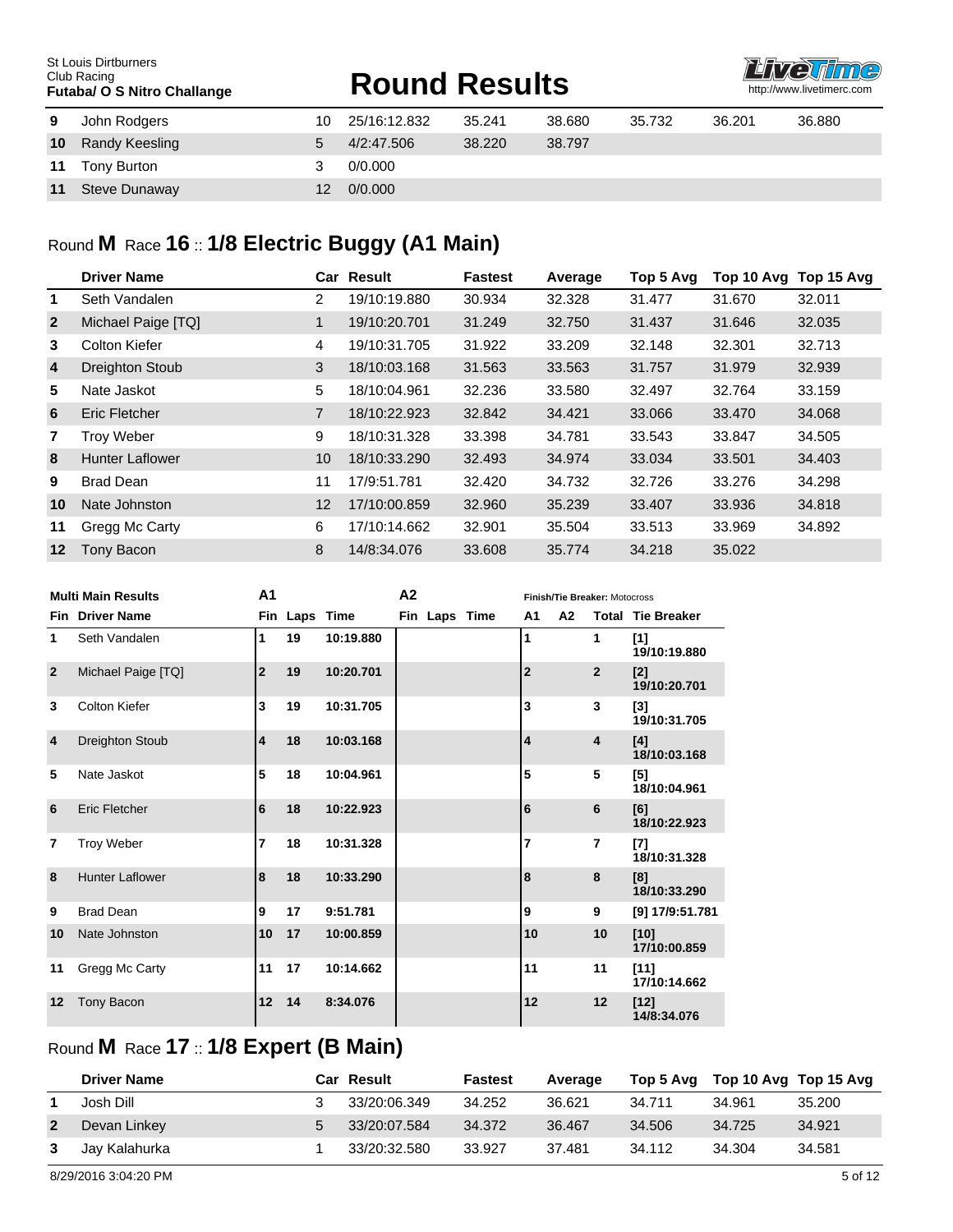| | | | | | | | | |
|---|---|---|---|---|---|---|---|---|
| 9 | John Rodgers | 10 | 25/16:12.832 | 35.241 | 38.680 | 35.732 | 36.201 | 36.880 |
| 10 | Randy Keesling | 5 | 4/2:47.506 | 38.220 | 38.797 | | | |
| 11 | Tony Burton | 3 | 0/0.000 | | | | | |
| 11 | Steve Dunaway | 12 | 0/0.000 | | | | | |

## Round M Race 16 :: 1/8 Electric Buggy (A1 Main)

| | Driver Name | Car | Result | Fastest | Average | Top 5 Avg | Top 10 Avg | Top 15 Avg |
|---|---|---|---|---|---|---|---|---|
| 1 | Seth Vandalen | 2 | 19/10:19.880 | 30.934 | 32.328 | 31.477 | 31.670 | 32.011 |
| 2 | Michael Paige [TQ] | 1 | 19/10:20.701 | 31.249 | 32.750 | 31.437 | 31.646 | 32.035 |
| 3 | Colton Kiefer | 4 | 19/10:31.705 | 31.922 | 33.209 | 32.148 | 32.301 | 32.713 |
| 4 | Dreighton Stoub | 3 | 18/10:03.168 | 31.563 | 33.563 | 31.757 | 31.979 | 32.939 |
| 5 | Nate Jaskot | 5 | 18/10:04.961 | 32.236 | 33.580 | 32.497 | 32.764 | 33.159 |
| 6 | Eric Fletcher | 7 | 18/10:22.923 | 32.842 | 34.421 | 33.066 | 33.470 | 34.068 |
| 7 | Troy Weber | 9 | 18/10:31.328 | 33.398 | 34.781 | 33.543 | 33.847 | 34.505 |
| 8 | Hunter Laflower | 10 | 18/10:33.290 | 32.493 | 34.974 | 33.034 | 33.501 | 34.403 |
| 9 | Brad Dean | 11 | 17/9:51.781 | 32.420 | 34.732 | 32.726 | 33.276 | 34.298 |
| 10 | Nate Johnston | 12 | 17/10:00.859 | 32.960 | 35.239 | 33.407 | 33.936 | 34.818 |
| 11 | Gregg Mc Carty | 6 | 17/10:14.662 | 32.901 | 35.504 | 33.513 | 33.969 | 34.892 |
| 12 | Tony Bacon | 8 | 14/8:34.076 | 33.608 | 35.774 | 34.218 | 35.022 | |

**Multi Main Results** — Finish/Tie Breaker: Motocross

| | | A1 | | | A2 | | | | | | |
|---|---|---|---|---|---|---|---|---|---|---|---|
| Fin | Driver Name | Fin | Laps | Time | Fin | Laps | Time | A1 | A2 | Total | Tie Breaker |
| 1 | Seth Vandalen | 1 | 19 | 10:19.880 | | | | 1 | | 1 | [1] 19/10:19.880 |
| 2 | Michael Paige [TQ] | 2 | 19 | 10:20.701 | | | | 2 | | 2 | [2] 19/10:20.701 |
| 3 | Colton Kiefer | 3 | 19 | 10:31.705 | | | | 3 | | 3 | [3] 19/10:31.705 |
| 4 | Dreighton Stoub | 4 | 18 | 10:03.168 | | | | 4 | | 4 | [4] 18/10:03.168 |
| 5 | Nate Jaskot | 5 | 18 | 10:04.961 | | | | 5 | | 5 | [5] 18/10:04.961 |
| 6 | Eric Fletcher | 6 | 18 | 10:22.923 | | | | 6 | | 6 | [6] 18/10:22.923 |
| 7 | Troy Weber | 7 | 18 | 10:31.328 | | | | 7 | | 7 | [7] 18/10:31.328 |
| 8 | Hunter Laflower | 8 | 18 | 10:33.290 | | | | 8 | | 8 | [8] 18/10:33.290 |
| 9 | Brad Dean | 9 | 17 | 9:51.781 | | | | 9 | | 9 | [9] 17/9:51.781 |
| 10 | Nate Johnston | 10 | 17 | 10:00.859 | | | | 10 | | 10 | [10] 17/10:00.859 |
| 11 | Gregg Mc Carty | 11 | 17 | 10:14.662 | | | | 11 | | 11 | [11] 17/10:14.662 |
| 12 | Tony Bacon | 12 | 14 | 8:34.076 | | | | 12 | | 12 | [12] 14/8:34.076 |

## Round M Race 17 :: 1/8 Expert (B Main)

| | Driver Name | Car | Result | Fastest | Average | Top 5 Avg | Top 10 Avg | Top 15 Avg |
|---|---|---|---|---|---|---|---|---|
| 1 | Josh Dill | 3 | 33/20:06.349 | 34.252 | 36.621 | 34.711 | 34.961 | 35.200 |
| 2 | Devan Linkey | 5 | 33/20:07.584 | 34.372 | 36.467 | 34.506 | 34.725 | 34.921 |
| 3 | Jay Kalahurka | 1 | 33/20:32.580 | 33.927 | 37.481 | 34.112 | 34.304 | 34.581 |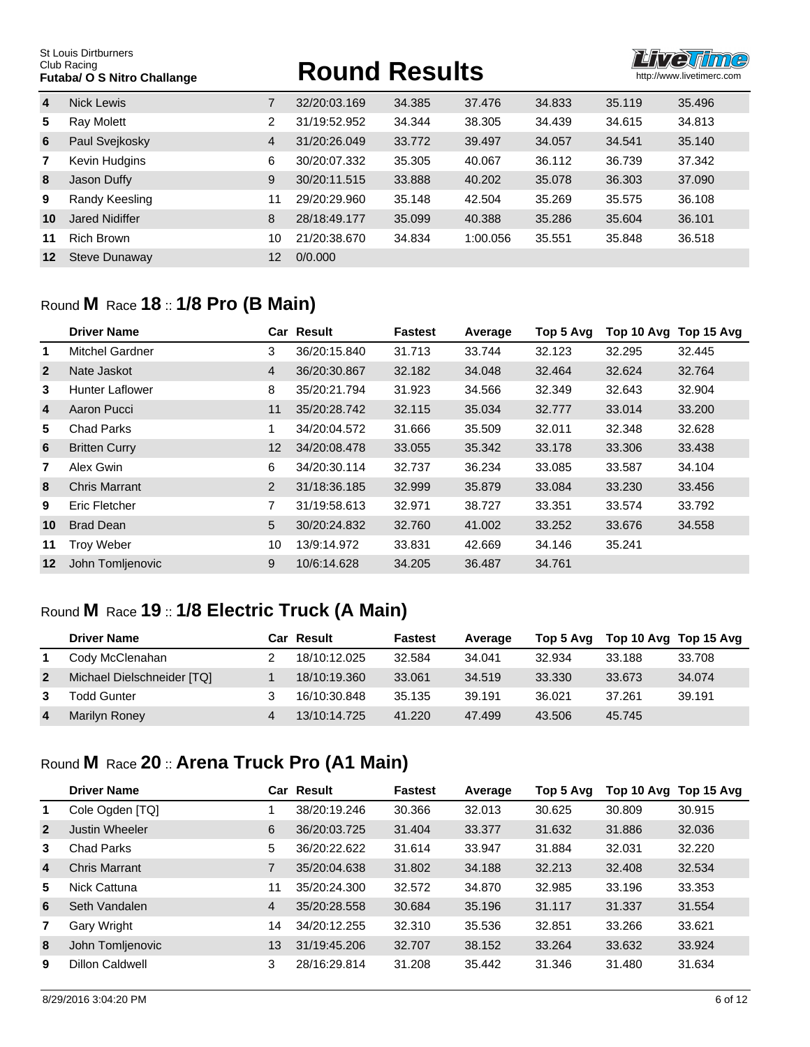| | | | | | | | | |
|---|---|---|---|---|---|---|---|---|
| 4 | Nick Lewis | 7 | 32/20:03.169 | 34.385 | 37.476 | 34.833 | 35.119 | 35.496 |
| 5 | Ray Molett | 2 | 31/19:52.952 | 34.344 | 38.305 | 34.439 | 34.615 | 34.813 |
| 6 | Paul Svejkosky | 4 | 31/20:26.049 | 33.772 | 39.497 | 34.057 | 34.541 | 35.140 |
| 7 | Kevin Hudgins | 6 | 30/20:07.332 | 35.305 | 40.067 | 36.112 | 36.739 | 37.342 |
| 8 | Jason Duffy | 9 | 30/20:11.515 | 33.888 | 40.202 | 35.078 | 36.303 | 37.090 |
| 9 | Randy Keesling | 11 | 29/20:29.960 | 35.148 | 42.504 | 35.269 | 35.575 | 36.108 |
| 10 | Jared Nidiffer | 8 | 28/18:49.177 | 35.099 | 40.388 | 35.286 | 35.604 | 36.101 |
| 11 | Rich Brown | 10 | 21/20:38.670 | 34.834 | 1:00.056 | 35.551 | 35.848 | 36.518 |
| 12 | Steve Dunaway | 12 | 0/0.000 | | | | | |

## Round **M** Race **18** :: **1/8 Pro (B Main)**

| | Driver Name | Car | Result | Fastest | Average | Top 5 Avg | Top 10 Avg | Top 15 Avg |
|---|---|---|---|---|---|---|---|---|
| 1 | Mitchel Gardner | 3 | 36/20:15.840 | 31.713 | 33.744 | 32.123 | 32.295 | 32.445 |
| 2 | Nate Jaskot | 4 | 36/20:30.867 | 32.182 | 34.048 | 32.464 | 32.624 | 32.764 |
| 3 | Hunter Laflower | 8 | 35/20:21.794 | 31.923 | 34.566 | 32.349 | 32.643 | 32.904 |
| 4 | Aaron Pucci | 11 | 35/20:28.742 | 32.115 | 35.034 | 32.777 | 33.014 | 33.200 |
| 5 | Chad Parks | 1 | 34/20:04.572 | 31.666 | 35.509 | 32.011 | 32.348 | 32.628 |
| 6 | Britten Curry | 12 | 34/20:08.478 | 33.055 | 35.342 | 33.178 | 33.306 | 33.438 |
| 7 | Alex Gwin | 6 | 34/20:30.114 | 32.737 | 36.234 | 33.085 | 33.587 | 34.104 |
| 8 | Chris Marrant | 2 | 31/18:36.185 | 32.999 | 35.879 | 33.084 | 33.230 | 33.456 |
| 9 | Eric Fletcher | 7 | 31/19:58.613 | 32.971 | 38.727 | 33.351 | 33.574 | 33.792 |
| 10 | Brad Dean | 5 | 30/20:24.832 | 32.760 | 41.002 | 33.252 | 33.676 | 34.558 |
| 11 | Troy Weber | 10 | 13/9:14.972 | 33.831 | 42.669 | 34.146 | 35.241 | |
| 12 | John Tomljenovic | 9 | 10/6:14.628 | 34.205 | 36.487 | 34.761 | | |

## Round **M** Race **19** :: **1/8 Electric Truck (A Main)**

| | Driver Name | Car | Result | Fastest | Average | Top 5 Avg | Top 10 Avg | Top 15 Avg |
|---|---|---|---|---|---|---|---|---|
| 1 | Cody McClenahan | 2 | 18/10:12.025 | 32.584 | 34.041 | 32.934 | 33.188 | 33.708 |
| 2 | Michael Dielschneider [TQ] | 1 | 18/10:19.360 | 33.061 | 34.519 | 33.330 | 33.673 | 34.074 |
| 3 | Todd Gunter | 3 | 16/10:30.848 | 35.135 | 39.191 | 36.021 | 37.261 | 39.191 |
| 4 | Marilyn Roney | 4 | 13/10:14.725 | 41.220 | 47.499 | 43.506 | 45.745 | |

## Round **M** Race **20** :: **Arena Truck Pro (A1 Main)**

| | Driver Name | Car | Result | Fastest | Average | Top 5 Avg | Top 10 Avg | Top 15 Avg |
|---|---|---|---|---|---|---|---|---|
| 1 | Cole Ogden [TQ] | 1 | 38/20:19.246 | 30.366 | 32.013 | 30.625 | 30.809 | 30.915 |
| 2 | Justin Wheeler | 6 | 36/20:03.725 | 31.404 | 33.377 | 31.632 | 31.886 | 32.036 |
| 3 | Chad Parks | 5 | 36/20:22.622 | 31.614 | 33.947 | 31.884 | 32.031 | 32.220 |
| 4 | Chris Marrant | 7 | 35/20:04.638 | 31.802 | 34.188 | 32.213 | 32.408 | 32.534 |
| 5 | Nick Cattuna | 11 | 35/20:24.300 | 32.572 | 34.870 | 32.985 | 33.196 | 33.353 |
| 6 | Seth Vandalen | 4 | 35/20:28.558 | 30.684 | 35.196 | 31.117 | 31.337 | 31.554 |
| 7 | Gary Wright | 14 | 34/20:12.255 | 32.310 | 35.536 | 32.851 | 33.266 | 33.621 |
| 8 | John Tomljenovic | 13 | 31/19:45.206 | 32.707 | 38.152 | 33.264 | 33.632 | 33.924 |
| 9 | Dillon Caldwell | 3 | 28/16:29.814 | 31.208 | 35.442 | 31.346 | 31.480 | 31.634 |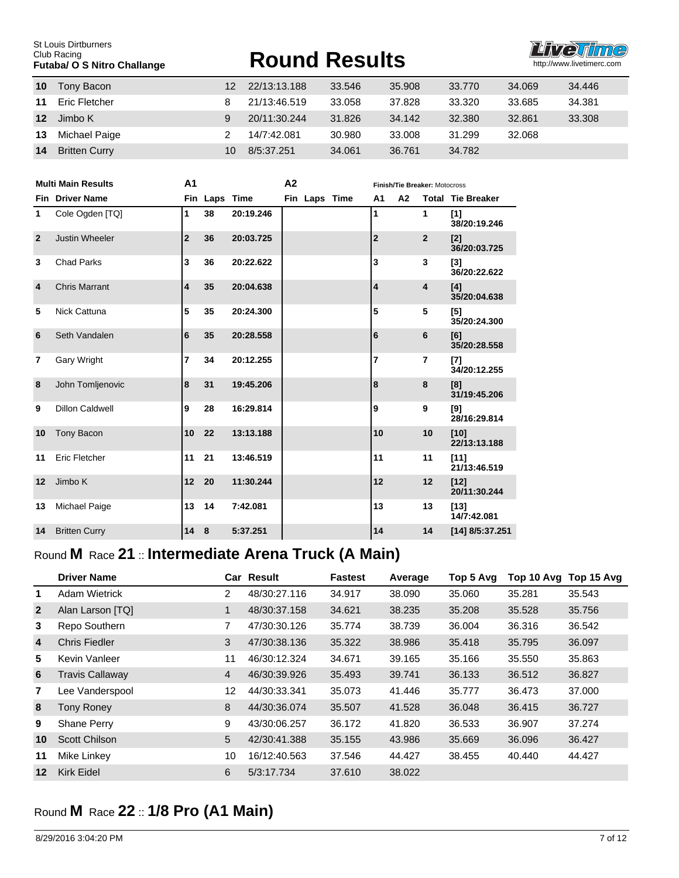| | | | | | | | | |
|---|---|---|---|---|---|---|---|---|
| **10** | Tony Bacon | 12 | 22/13:13.188 | 33.546 | 35.908 | 33.770 | 34.069 | 34.446 |
| **11** | Eric Fletcher | 8 | 21/13:46.519 | 33.058 | 37.828 | 33.320 | 33.685 | 34.381 |
| **12** | Jimbo K | 9 | 20/11:30.244 | 31.826 | 34.142 | 32.380 | 32.861 | 33.308 |
| **13** | Michael Paige | 2 | 14/7:42.081 | 30.980 | 33.008 | 31.299 | 32.068 | |
| **14** | Britten Curry | 10 | 8/5:37.251 | 34.061 | 36.761 | 34.782 | | |

| Multi Main Results | | A1 | | | A2 | | | Finish/Tie Breaker: Motocross | | | |
|---|---|---|---|---|---|---|---|---|---|---|---|
| **Fin** | **Driver Name** | **Fin** | **Laps** | **Time** | **Fin** | **Laps** | **Time** | **A1** | **A2** | **Total** | **Tie Breaker** |
| 1 | Cole Ogden [TQ] | 1 | 38 | 20:19.246 | | | | 1 | | 1 | [1] 38/20:19.246 |
| 2 | Justin Wheeler | 2 | 36 | 20:03.725 | | | | 2 | | 2 | [2] 36/20:03.725 |
| 3 | Chad Parks | 3 | 36 | 20:22.622 | | | | 3 | | 3 | [3] 36/20:22.622 |
| 4 | Chris Marrant | 4 | 35 | 20:04.638 | | | | 4 | | 4 | [4] 35/20:04.638 |
| 5 | Nick Cattuna | 5 | 35 | 20:24.300 | | | | 5 | | 5 | [5] 35/20:24.300 |
| 6 | Seth Vandalen | 6 | 35 | 20:28.558 | | | | 6 | | 6 | [6] 35/20:28.558 |
| 7 | Gary Wright | 7 | 34 | 20:12.255 | | | | 7 | | 7 | [7] 34/20:12.255 |
| 8 | John Tomljenovic | 8 | 31 | 19:45.206 | | | | 8 | | 8 | [8] 31/19:45.206 |
| 9 | Dillon Caldwell | 9 | 28 | 16:29.814 | | | | 9 | | 9 | [9] 28/16:29.814 |
| 10 | Tony Bacon | 10 | 22 | 13:13.188 | | | | 10 | | 10 | [10] 22/13:13.188 |
| 11 | Eric Fletcher | 11 | 21 | 13:46.519 | | | | 11 | | 11 | [11] 21/13:46.519 |
| 12 | Jimbo K | 12 | 20 | 11:30.244 | | | | 12 | | 12 | [12] 20/11:30.244 |
| 13 | Michael Paige | 13 | 14 | 7:42.081 | | | | 13 | | 13 | [13] 14/7:42.081 |
| 14 | Britten Curry | 14 | 8 | 5:37.251 | | | | 14 | | 14 | [14] 8/5:37.251 |

## Round **M** Race **21** :: **Intermediate Arena Truck (A Main)**

| | Driver Name | Car | Result | Fastest | Average | Top 5 Avg | Top 10 Avg | Top 15 Avg |
|---|---|---|---|---|---|---|---|---|
| **1** | Adam Wietrick | 2 | 48/30:27.116 | 34.917 | 38.090 | 35.060 | 35.281 | 35.543 |
| **2** | Alan Larson [TQ] | 1 | 48/30:37.158 | 34.621 | 38.235 | 35.208 | 35.528 | 35.756 |
| **3** | Repo Southern | 7 | 47/30:30.126 | 35.774 | 38.739 | 36.004 | 36.316 | 36.542 |
| **4** | Chris Fiedler | 3 | 47/30:38.136 | 35.322 | 38.986 | 35.418 | 35.795 | 36.097 |
| **5** | Kevin Vanleer | 11 | 46/30:12.324 | 34.671 | 39.165 | 35.166 | 35.550 | 35.863 |
| **6** | Travis Callaway | 4 | 46/30:39.926 | 35.493 | 39.741 | 36.133 | 36.512 | 36.827 |
| **7** | Lee Vanderspool | 12 | 44/30:33.341 | 35.073 | 41.446 | 35.777 | 36.473 | 37.000 |
| **8** | Tony Roney | 8 | 44/30:36.074 | 35.507 | 41.528 | 36.048 | 36.415 | 36.727 |
| **9** | Shane Perry | 9 | 43/30:06.257 | 36.172 | 41.820 | 36.533 | 36.907 | 37.274 |
| **10** | Scott Chilson | 5 | 42/30:41.388 | 35.155 | 43.986 | 35.669 | 36.096 | 36.427 |
| **11** | Mike Linkey | 10 | 16/12:40.563 | 37.546 | 44.427 | 38.455 | 40.440 | 44.427 |
| **12** | Kirk Eidel | 6 | 5/3:17.734 | 37.610 | 38.022 | | | |

## Round **M** Race **22** :: **1/8 Pro (A1 Main)**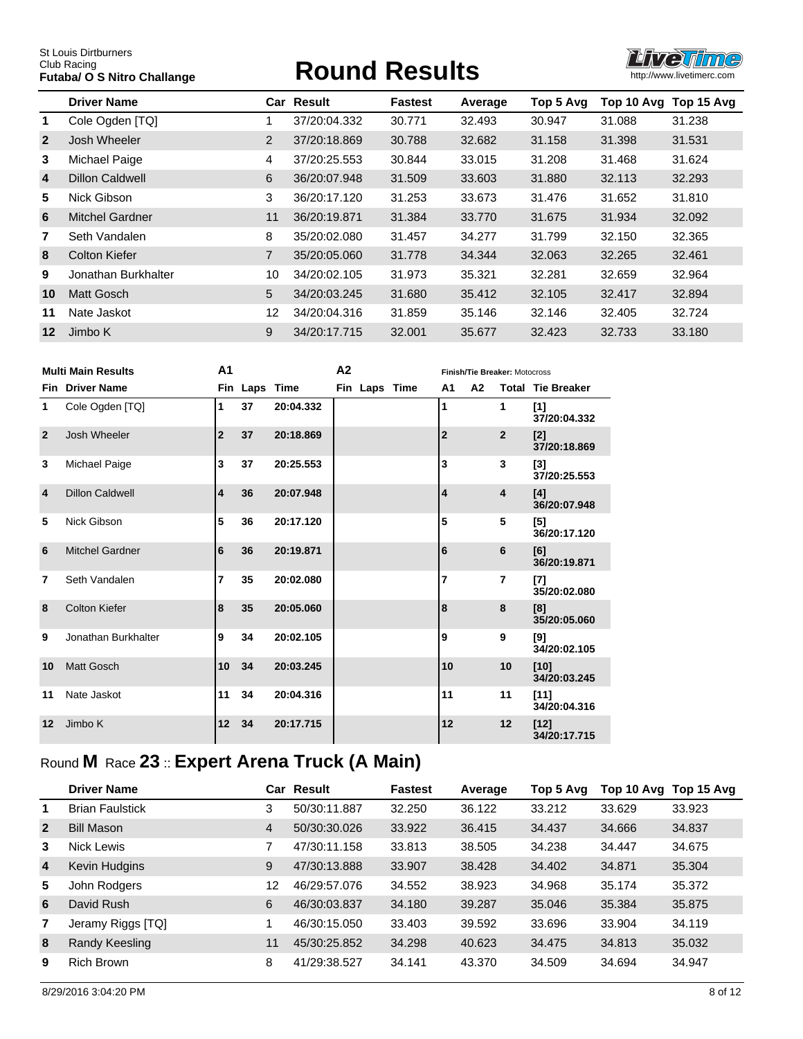St Louis Dirtburners
Club Racing
**Futaba/ O S Nitro Challange**

# Round Results

| | Driver Name | Car | Result | Fastest | Average | Top 5 Avg | Top 10 Avg | Top 15 Avg |
|---|---|---|---|---|---|---|---|---|
| 1 | Cole Ogden [TQ] | 1 | 37/20:04.332 | 30.771 | 32.493 | 30.947 | 31.088 | 31.238 |
| 2 | Josh Wheeler | 2 | 37/20:18.869 | 30.788 | 32.682 | 31.158 | 31.398 | 31.531 |
| 3 | Michael Paige | 4 | 37/20:25.553 | 30.844 | 33.015 | 31.208 | 31.468 | 31.624 |
| 4 | Dillon Caldwell | 6 | 36/20:07.948 | 31.509 | 33.603 | 31.880 | 32.113 | 32.293 |
| 5 | Nick Gibson | 3 | 36/20:17.120 | 31.253 | 33.673 | 31.476 | 31.652 | 31.810 |
| 6 | Mitchel Gardner | 11 | 36/20:19.871 | 31.384 | 33.770 | 31.675 | 31.934 | 32.092 |
| 7 | Seth Vandalen | 8 | 35/20:02.080 | 31.457 | 34.277 | 31.799 | 32.150 | 32.365 |
| 8 | Colton Kiefer | 7 | 35/20:05.060 | 31.778 | 34.344 | 32.063 | 32.265 | 32.461 |
| 9 | Jonathan Burkhalter | 10 | 34/20:02.105 | 31.973 | 35.321 | 32.281 | 32.659 | 32.964 |
| 10 | Matt Gosch | 5 | 34/20:03.245 | 31.680 | 35.412 | 32.105 | 32.417 | 32.894 |
| 11 | Nate Jaskot | 12 | 34/20:04.316 | 31.859 | 35.146 | 32.146 | 32.405 | 32.724 |
| 12 | Jimbo K | 9 | 34/20:17.715 | 32.001 | 35.677 | 32.423 | 32.733 | 33.180 |

| Multi Main Results | | A1 | | | A2 | | | Finish/Tie Breaker: Motocross | | | |
|---|---|---|---|---|---|---|---|---|---|---|---|
| Fin | Driver Name | Fin | Laps | Time | Fin | Laps | Time | A1 | A2 | Total | Tie Breaker |
| 1 | Cole Ogden [TQ] | 1 | 37 | 20:04.332 | | | | 1 | | 1 | [1] 37/20:04.332 |
| 2 | Josh Wheeler | 2 | 37 | 20:18.869 | | | | 2 | | 2 | [2] 37/20:18.869 |
| 3 | Michael Paige | 3 | 37 | 20:25.553 | | | | 3 | | 3 | [3] 37/20:25.553 |
| 4 | Dillon Caldwell | 4 | 36 | 20:07.948 | | | | 4 | | 4 | [4] 36/20:07.948 |
| 5 | Nick Gibson | 5 | 36 | 20:17.120 | | | | 5 | | 5 | [5] 36/20:17.120 |
| 6 | Mitchel Gardner | 6 | 36 | 20:19.871 | | | | 6 | | 6 | [6] 36/20:19.871 |
| 7 | Seth Vandalen | 7 | 35 | 20:02.080 | | | | 7 | | 7 | [7] 35/20:02.080 |
| 8 | Colton Kiefer | 8 | 35 | 20:05.060 | | | | 8 | | 8 | [8] 35/20:05.060 |
| 9 | Jonathan Burkhalter | 9 | 34 | 20:02.105 | | | | 9 | | 9 | [9] 34/20:02.105 |
| 10 | Matt Gosch | 10 | 34 | 20:03.245 | | | | 10 | | 10 | [10] 34/20:03.245 |
| 11 | Nate Jaskot | 11 | 34 | 20:04.316 | | | | 11 | | 11 | [11] 34/20:04.316 |
| 12 | Jimbo K | 12 | 34 | 20:17.715 | | | | 12 | | 12 | [12] 34/20:17.715 |

## Round **M** Race **23** :: **Expert Arena Truck (A Main)**

| | Driver Name | Car | Result | Fastest | Average | Top 5 Avg | Top 10 Avg | Top 15 Avg |
|---|---|---|---|---|---|---|---|---|
| 1 | Brian Faulstick | 3 | 50/30:11.887 | 32.250 | 36.122 | 33.212 | 33.629 | 33.923 |
| 2 | Bill Mason | 4 | 50/30:30.026 | 33.922 | 36.415 | 34.437 | 34.666 | 34.837 |
| 3 | Nick Lewis | 7 | 47/30:11.158 | 33.813 | 38.505 | 34.238 | 34.447 | 34.675 |
| 4 | Kevin Hudgins | 9 | 47/30:13.888 | 33.907 | 38.428 | 34.402 | 34.871 | 35.304 |
| 5 | John Rodgers | 12 | 46/29:57.076 | 34.552 | 38.923 | 34.968 | 35.174 | 35.372 |
| 6 | David Rush | 6 | 46/30:03.837 | 34.180 | 39.287 | 35.046 | 35.384 | 35.875 |
| 7 | Jeramy Riggs [TQ] | 1 | 46/30:15.050 | 33.403 | 39.592 | 33.696 | 33.904 | 34.119 |
| 8 | Randy Keesling | 11 | 45/30:25.852 | 34.298 | 40.623 | 34.475 | 34.813 | 35.032 |
| 9 | Rich Brown | 8 | 41/29:38.527 | 34.141 | 43.370 | 34.509 | 34.694 | 34.947 |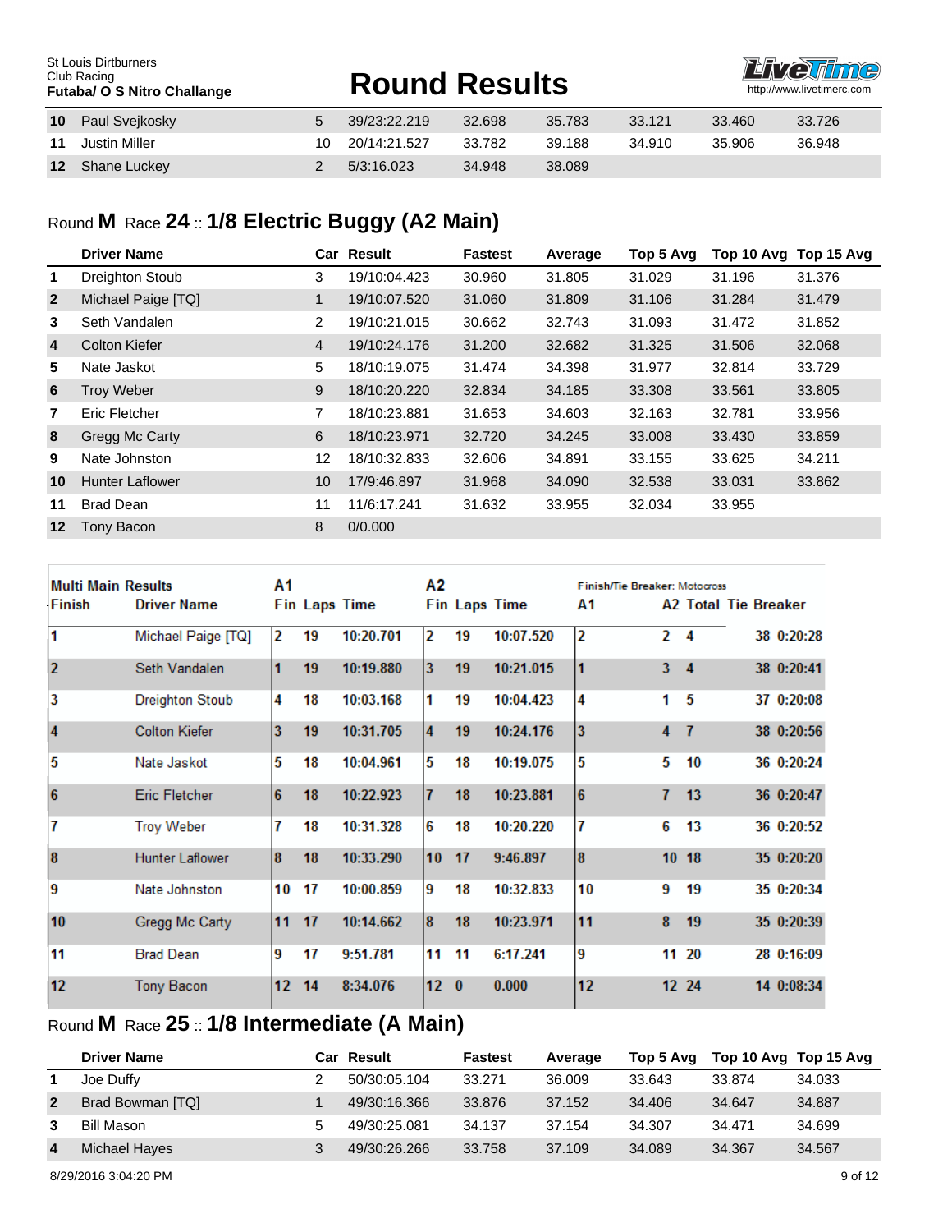| | | | | | | | | |
|---|---|---|---|---|---|---|---|---|
| 10 | Paul Svejkosky | 5 | 39/23:22.219 | 32.698 | 35.783 | 33.121 | 33.460 | 33.726 |
| 11 | Justin Miller | 10 | 20/14:21.527 | 33.782 | 39.188 | 34.910 | 35.906 | 36.948 |
| 12 | Shane Luckey | 2 | 5/3:16.023 | 34.948 | 38.089 | | | |

## Round M Race 24 :: 1/8 Electric Buggy (A2 Main)

| | Driver Name | Car | Result | Fastest | Average | Top 5 Avg | Top 10 Avg | Top 15 Avg |
|---|---|---|---|---|---|---|---|---|
| 1 | Dreighton Stoub | 3 | 19/10:04.423 | 30.960 | 31.805 | 31.029 | 31.196 | 31.376 |
| 2 | Michael Paige [TQ] | 1 | 19/10:07.520 | 31.060 | 31.809 | 31.106 | 31.284 | 31.479 |
| 3 | Seth Vandalen | 2 | 19/10:21.015 | 30.662 | 32.743 | 31.093 | 31.472 | 31.852 |
| 4 | Colton Kiefer | 4 | 19/10:24.176 | 31.200 | 32.682 | 31.325 | 31.506 | 32.068 |
| 5 | Nate Jaskot | 5 | 18/10:19.075 | 31.474 | 34.398 | 31.977 | 32.814 | 33.729 |
| 6 | Troy Weber | 9 | 18/10:20.220 | 32.834 | 34.185 | 33.308 | 33.561 | 33.805 |
| 7 | Eric Fletcher | 7 | 18/10:23.881 | 31.653 | 34.603 | 32.163 | 32.781 | 33.956 |
| 8 | Gregg Mc Carty | 6 | 18/10:23.971 | 32.720 | 34.245 | 33.008 | 33.430 | 33.859 |
| 9 | Nate Johnston | 12 | 18/10:32.833 | 32.606 | 34.891 | 33.155 | 33.625 | 34.211 |
| 10 | Hunter Laflower | 10 | 17/9:46.897 | 31.968 | 34.090 | 32.538 | 33.031 | 33.862 |
| 11 | Brad Dean | 11 | 11/6:17.241 | 31.632 | 33.955 | 32.034 | 33.955 | |
| 12 | Tony Bacon | 8 | 0/0.000 | | | | | |

| Multi Main Results | | A1 | | | A2 | | | Finish/Tie Breaker: Motocross | | | | |
|---|---|---|---|---|---|---|---|---|---|---|---|---|
| Finish | Driver Name | Fin | Laps | Time | Fin | Laps | Time | A1 | A2 | Total | Tie Breaker | |
| 1 | Michael Paige [TQ] | 2 | 19 | 10:20.701 | 2 | 19 | 10:07.520 | 2 | 2 | 4 | 38 | 0:20:28 |
| 2 | Seth Vandalen | 1 | 19 | 10:19.880 | 3 | 19 | 10:21.015 | 1 | 3 | 4 | 38 | 0:20:41 |
| 3 | Dreighton Stoub | 4 | 18 | 10:03.168 | 1 | 19 | 10:04.423 | 4 | 1 | 5 | 37 | 0:20:08 |
| 4 | Colton Kiefer | 3 | 19 | 10:31.705 | 4 | 19 | 10:24.176 | 3 | 4 | 7 | 38 | 0:20:56 |
| 5 | Nate Jaskot | 5 | 18 | 10:04.961 | 5 | 18 | 10:19.075 | 5 | 5 | 10 | 36 | 0:20:24 |
| 6 | Eric Fletcher | 6 | 18 | 10:22.923 | 7 | 18 | 10:23.881 | 6 | 7 | 13 | 36 | 0:20:47 |
| 7 | Troy Weber | 7 | 18 | 10:31.328 | 6 | 18 | 10:20.220 | 7 | 6 | 13 | 36 | 0:20:52 |
| 8 | Hunter Laflower | 8 | 18 | 10:33.290 | 10 | 17 | 9:46.897 | 8 | 10 | 18 | 35 | 0:20:20 |
| 9 | Nate Johnston | 10 | 17 | 10:00.859 | 9 | 18 | 10:32.833 | 10 | 9 | 19 | 35 | 0:20:34 |
| 10 | Gregg Mc Carty | 11 | 17 | 10:14.662 | 8 | 18 | 10:23.971 | 11 | 8 | 19 | 35 | 0:20:39 |
| 11 | Brad Dean | 9 | 17 | 9:51.781 | 11 | 11 | 6:17.241 | 9 | 11 | 20 | 28 | 0:16:09 |
| 12 | Tony Bacon | 12 | 14 | 8:34.076 | 12 | 0 | 0.000 | 12 | 12 | 24 | 14 | 0:08:34 |

## Round M Race 25 :: 1/8 Intermediate (A Main)

| | Driver Name | Car | Result | Fastest | Average | Top 5 Avg | Top 10 Avg | Top 15 Avg |
|---|---|---|---|---|---|---|---|---|
| 1 | Joe Duffy | 2 | 50/30:05.104 | 33.271 | 36.009 | 33.643 | 33.874 | 34.033 |
| 2 | Brad Bowman [TQ] | 1 | 49/30:16.366 | 33.876 | 37.152 | 34.406 | 34.647 | 34.887 |
| 3 | Bill Mason | 5 | 49/30:25.081 | 34.137 | 37.154 | 34.307 | 34.471 | 34.699 |
| 4 | Michael Hayes | 3 | 49/30:26.266 | 33.758 | 37.109 | 34.089 | 34.367 | 34.567 |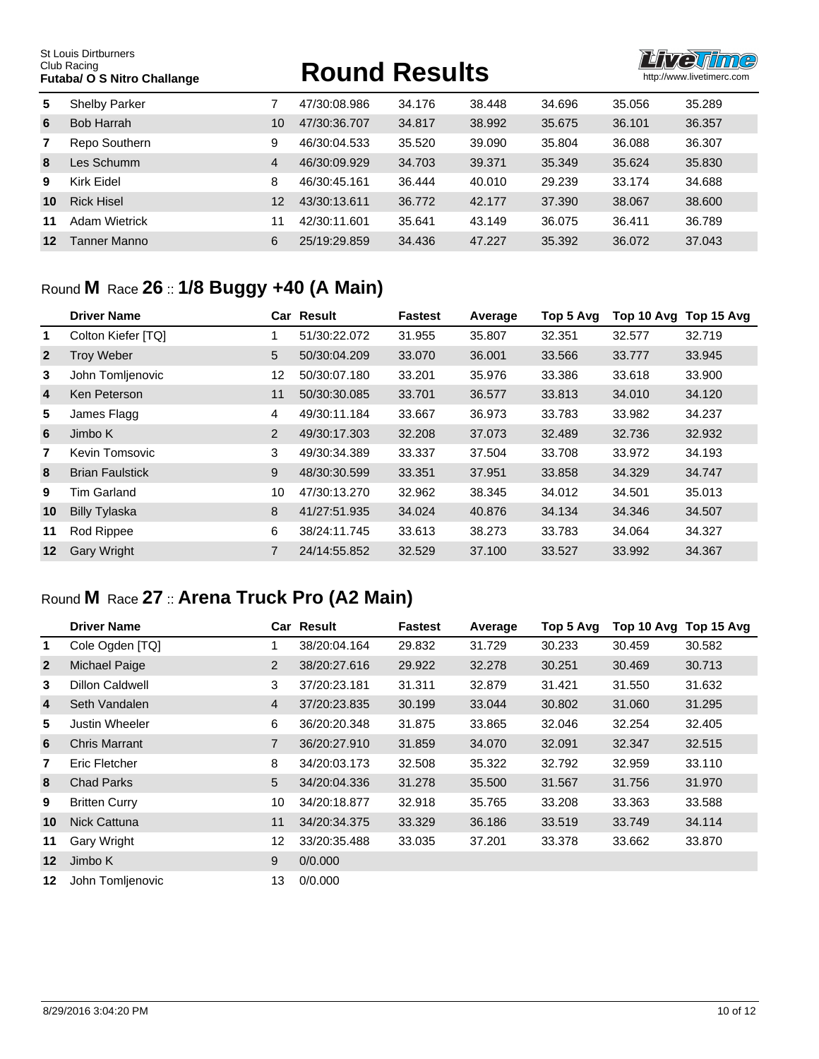| | Driver Name | Car | Result | Fastest | Average | Top 5 Avg | Top 10 Avg | Top 15 Avg |
|---|---|---|---|---|---|---|---|---|
| 5 | Shelby Parker | 7 | 47/30:08.986 | 34.176 | 38.448 | 34.696 | 35.056 | 35.289 |
| 6 | Bob Harrah | 10 | 47/30:36.707 | 34.817 | 38.992 | 35.675 | 36.101 | 36.357 |
| 7 | Repo Southern | 9 | 46/30:04.533 | 35.520 | 39.090 | 35.804 | 36.088 | 36.307 |
| 8 | Les Schumm | 4 | 46/30:09.929 | 34.703 | 39.371 | 35.349 | 35.624 | 35.830 |
| 9 | Kirk Eidel | 8 | 46/30:45.161 | 36.444 | 40.010 | 29.239 | 33.174 | 34.688 |
| 10 | Rick Hisel | 12 | 43/30:13.611 | 36.772 | 42.177 | 37.390 | 38.067 | 38.600 |
| 11 | Adam Wietrick | 11 | 42/30:11.601 | 35.641 | 43.149 | 36.075 | 36.411 | 36.789 |
| 12 | Tanner Manno | 6 | 25/19:29.859 | 34.436 | 47.227 | 35.392 | 36.072 | 37.043 |

## Round **M** Race **26** :: **1/8 Buggy +40 (A Main)**

| | Driver Name | Car | Result | Fastest | Average | Top 5 Avg | Top 10 Avg | Top 15 Avg |
|---|---|---|---|---|---|---|---|---|
| 1 | Colton Kiefer [TQ] | 1 | 51/30:22.072 | 31.955 | 35.807 | 32.351 | 32.577 | 32.719 |
| 2 | Troy Weber | 5 | 50/30:04.209 | 33.070 | 36.001 | 33.566 | 33.777 | 33.945 |
| 3 | John Tomljenovic | 12 | 50/30:07.180 | 33.201 | 35.976 | 33.386 | 33.618 | 33.900 |
| 4 | Ken Peterson | 11 | 50/30:30.085 | 33.701 | 36.577 | 33.813 | 34.010 | 34.120 |
| 5 | James Flagg | 4 | 49/30:11.184 | 33.667 | 36.973 | 33.783 | 33.982 | 34.237 |
| 6 | Jimbo K | 2 | 49/30:17.303 | 32.208 | 37.073 | 32.489 | 32.736 | 32.932 |
| 7 | Kevin Tomsovic | 3 | 49/30:34.389 | 33.337 | 37.504 | 33.708 | 33.972 | 34.193 |
| 8 | Brian Faulstick | 9 | 48/30:30.599 | 33.351 | 37.951 | 33.858 | 34.329 | 34.747 |
| 9 | Tim Garland | 10 | 47/30:13.270 | 32.962 | 38.345 | 34.012 | 34.501 | 35.013 |
| 10 | Billy Tylaska | 8 | 41/27:51.935 | 34.024 | 40.876 | 34.134 | 34.346 | 34.507 |
| 11 | Rod Rippee | 6 | 38/24:11.745 | 33.613 | 38.273 | 33.783 | 34.064 | 34.327 |
| 12 | Gary Wright | 7 | 24/14:55.852 | 32.529 | 37.100 | 33.527 | 33.992 | 34.367 |

## Round **M** Race **27** :: **Arena Truck Pro (A2 Main)**

| | Driver Name | Car | Result | Fastest | Average | Top 5 Avg | Top 10 Avg | Top 15 Avg |
|---|---|---|---|---|---|---|---|---|
| 1 | Cole Ogden [TQ] | 1 | 38/20:04.164 | 29.832 | 31.729 | 30.233 | 30.459 | 30.582 |
| 2 | Michael Paige | 2 | 38/20:27.616 | 29.922 | 32.278 | 30.251 | 30.469 | 30.713 |
| 3 | Dillon Caldwell | 3 | 37/20:23.181 | 31.311 | 32.879 | 31.421 | 31.550 | 31.632 |
| 4 | Seth Vandalen | 4 | 37/20:23.835 | 30.199 | 33.044 | 30.802 | 31.060 | 31.295 |
| 5 | Justin Wheeler | 6 | 36/20:20.348 | 31.875 | 33.865 | 32.046 | 32.254 | 32.405 |
| 6 | Chris Marrant | 7 | 36/20:27.910 | 31.859 | 34.070 | 32.091 | 32.347 | 32.515 |
| 7 | Eric Fletcher | 8 | 34/20:03.173 | 32.508 | 35.322 | 32.792 | 32.959 | 33.110 |
| 8 | Chad Parks | 5 | 34/20:04.336 | 31.278 | 35.500 | 31.567 | 31.756 | 31.970 |
| 9 | Britten Curry | 10 | 34/20:18.877 | 32.918 | 35.765 | 33.208 | 33.363 | 33.588 |
| 10 | Nick Cattuna | 11 | 34/20:34.375 | 33.329 | 36.186 | 33.519 | 33.749 | 34.114 |
| 11 | Gary Wright | 12 | 33/20:35.488 | 33.035 | 37.201 | 33.378 | 33.662 | 33.870 |
| 12 | Jimbo K | 9 | 0/0.000 | | | | | |
| 12 | John Tomljenovic | 13 | 0/0.000 | | | | | |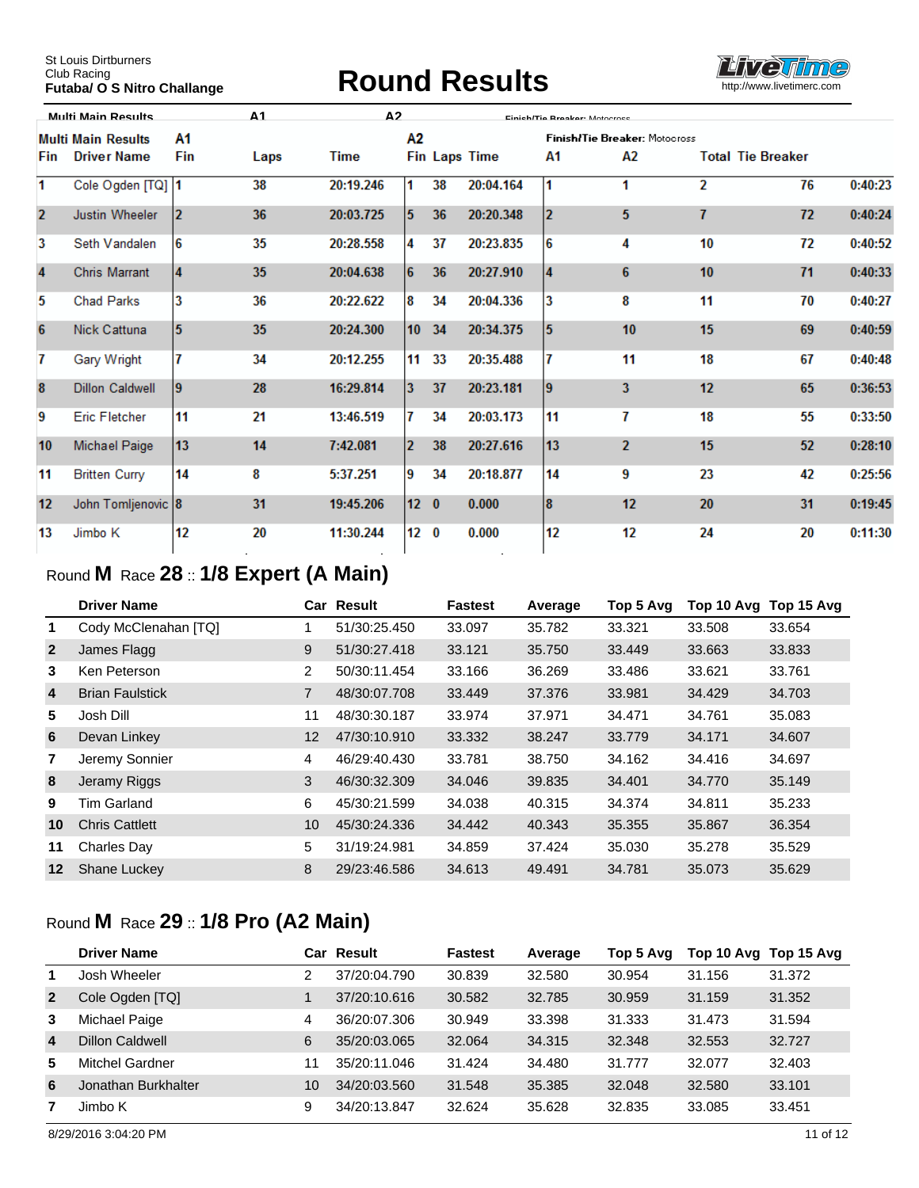St Louis Dirtburners
Club Racing
**Futaba/ O S Nitro Challange**

# Round Results

| Multi Main Results Fin | Driver Name | A1 Fin | Laps | Time | A2 Fin | Laps | Time | Finish/Tie Breaker: Motocross A1 | A2 | Total | Tie Breaker | |
|---|---|---|---|---|---|---|---|---|---|---|---|---|
| 1 | Cole Ogden [TQ] | 1 | 38 | 20:19.246 | 1 | 38 | 20:04.164 | 1 | 1 | 2 | 76 | 0:40:23 |
| 2 | Justin Wheeler | 2 | 36 | 20:03.725 | 5 | 36 | 20:20.348 | 2 | 5 | 7 | 72 | 0:40:24 |
| 3 | Seth Vandalen | 6 | 35 | 20:28.558 | 4 | 37 | 20:23.835 | 6 | 4 | 10 | 72 | 0:40:52 |
| 4 | Chris Marrant | 4 | 35 | 20:04.638 | 6 | 36 | 20:27.910 | 4 | 6 | 10 | 71 | 0:40:33 |
| 5 | Chad Parks | 3 | 36 | 20:22.622 | 8 | 34 | 20:04.336 | 3 | 8 | 11 | 70 | 0:40:27 |
| 6 | Nick Cattuna | 5 | 35 | 20:24.300 | 10 | 34 | 20:34.375 | 5 | 10 | 15 | 69 | 0:40:59 |
| 7 | Gary Wright | 7 | 34 | 20:12.255 | 11 | 33 | 20:35.488 | 7 | 11 | 18 | 67 | 0:40:48 |
| 8 | Dillon Caldwell | 9 | 28 | 16:29.814 | 3 | 37 | 20:23.181 | 9 | 3 | 12 | 65 | 0:36:53 |
| 9 | Eric Fletcher | 11 | 21 | 13:46.519 | 7 | 34 | 20:03.173 | 11 | 7 | 18 | 55 | 0:33:50 |
| 10 | Michael Paige | 13 | 14 | 7:42.081 | 2 | 38 | 20:27.616 | 13 | 2 | 15 | 52 | 0:28:10 |
| 11 | Britten Curry | 14 | 8 | 5:37.251 | 9 | 34 | 20:18.877 | 14 | 9 | 23 | 42 | 0:25:56 |
| 12 | John Tomljenovic | 8 | 31 | 19:45.206 | 12 | 0 | 0.000 | 8 | 12 | 20 | 31 | 0:19:45 |
| 13 | Jimbo K | 12 | 20 | 11:30.244 | 12 | 0 | 0.000 | 12 | 12 | 24 | 20 | 0:11:30 |

## Round M Race 28 :: 1/8 Expert (A Main)

| | Driver Name | Car | Result | Fastest | Average | Top 5 Avg | Top 10 Avg | Top 15 Avg |
|---|---|---|---|---|---|---|---|---|
| 1 | Cody McClenahan [TQ] | 1 | 51/30:25.450 | 33.097 | 35.782 | 33.321 | 33.508 | 33.654 |
| 2 | James Flagg | 9 | 51/30:27.418 | 33.121 | 35.750 | 33.449 | 33.663 | 33.833 |
| 3 | Ken Peterson | 2 | 50/30:11.454 | 33.166 | 36.269 | 33.486 | 33.621 | 33.761 |
| 4 | Brian Faulstick | 7 | 48/30:07.708 | 33.449 | 37.376 | 33.981 | 34.429 | 34.703 |
| 5 | Josh Dill | 11 | 48/30:30.187 | 33.974 | 37.971 | 34.471 | 34.761 | 35.083 |
| 6 | Devan Linkey | 12 | 47/30:10.910 | 33.332 | 38.247 | 33.779 | 34.171 | 34.607 |
| 7 | Jeremy Sonnier | 4 | 46/29:40.430 | 33.781 | 38.750 | 34.162 | 34.416 | 34.697 |
| 8 | Jeramy Riggs | 3 | 46/30:32.309 | 34.046 | 39.835 | 34.401 | 34.770 | 35.149 |
| 9 | Tim Garland | 6 | 45/30:21.599 | 34.038 | 40.315 | 34.374 | 34.811 | 35.233 |
| 10 | Chris Cattlett | 10 | 45/30:24.336 | 34.442 | 40.343 | 35.355 | 35.867 | 36.354 |
| 11 | Charles Day | 5 | 31/19:24.981 | 34.859 | 37.424 | 35.030 | 35.278 | 35.529 |
| 12 | Shane Luckey | 8 | 29/23:46.586 | 34.613 | 49.491 | 34.781 | 35.073 | 35.629 |

## Round M Race 29 :: 1/8 Pro (A2 Main)

| | Driver Name | Car | Result | Fastest | Average | Top 5 Avg | Top 10 Avg | Top 15 Avg |
|---|---|---|---|---|---|---|---|---|
| 1 | Josh Wheeler | 2 | 37/20:04.790 | 30.839 | 32.580 | 30.954 | 31.156 | 31.372 |
| 2 | Cole Ogden [TQ] | 1 | 37/20:10.616 | 30.582 | 32.785 | 30.959 | 31.159 | 31.352 |
| 3 | Michael Paige | 4 | 36/20:07.306 | 30.949 | 33.398 | 31.333 | 31.473 | 31.594 |
| 4 | Dillon Caldwell | 6 | 35/20:03.065 | 32.064 | 34.315 | 32.348 | 32.553 | 32.727 |
| 5 | Mitchel Gardner | 11 | 35/20:11.046 | 31.424 | 34.480 | 31.777 | 32.077 | 32.403 |
| 6 | Jonathan Burkhalter | 10 | 34/20:03.560 | 31.548 | 35.385 | 32.048 | 32.580 | 33.101 |
| 7 | Jimbo K | 9 | 34/20:13.847 | 32.624 | 35.628 | 32.835 | 33.085 | 33.451 |

8/29/2016 3:04:20 PM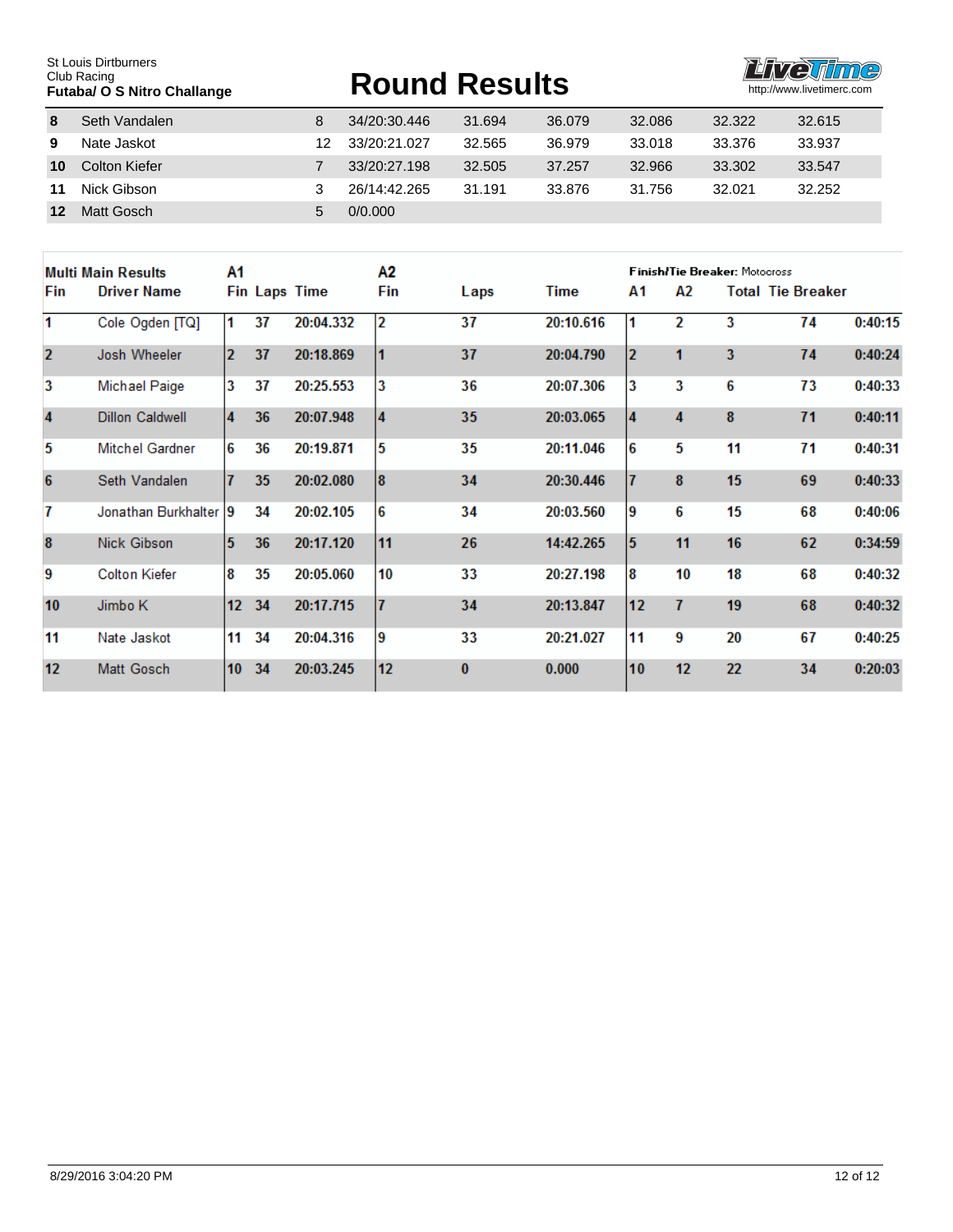St Louis Dirtburners
Club Racing
**Futaba/ O S Nitro Challange**

# Round Results

| | | | | | | | | |
|---|---|---|---|---|---|---|---|---|
| 8 | Seth Vandalen | 8 | 34/20:30.446 | 31.694 | 36.079 | 32.086 | 32.322 | 32.615 |
| 9 | Nate Jaskot | 12 | 33/20:21.027 | 32.565 | 36.979 | 33.018 | 33.376 | 33.937 |
| 10 | Colton Kiefer | 7 | 33/20:27.198 | 32.505 | 37.257 | 32.966 | 33.302 | 33.547 |
| 11 | Nick Gibson | 3 | 26/14:42.265 | 31.191 | 33.876 | 31.756 | 32.021 | 32.252 |
| 12 | Matt Gosch | 5 | 0/0.000 | | | | | |

| Multi Main Results | | A1 | | | A2 | | | Finish/Tie Breaker: Motocross | | | | |
|---|---|---|---|---|---|---|---|---|---|---|---|---|
| Fin | Driver Name | Fin | Laps | Time | Fin | Laps | Time | A1 | A2 | Total | Tie Breaker | |
| 1 | Cole Ogden [TQ] | 1 | 37 | 20:04.332 | 2 | 37 | 20:10.616 | 1 | 2 | 3 | 74 | 0:40:15 |
| 2 | Josh Wheeler | 2 | 37 | 20:18.869 | 1 | 37 | 20:04.790 | 2 | 1 | 3 | 74 | 0:40:24 |
| 3 | Michael Paige | 3 | 37 | 20:25.553 | 3 | 36 | 20:07.306 | 3 | 3 | 6 | 73 | 0:40:33 |
| 4 | Dillon Caldwell | 4 | 36 | 20:07.948 | 4 | 35 | 20:03.065 | 4 | 4 | 8 | 71 | 0:40:11 |
| 5 | Mitchel Gardner | 6 | 36 | 20:19.871 | 5 | 35 | 20:11.046 | 6 | 5 | 11 | 71 | 0:40:31 |
| 6 | Seth Vandalen | 7 | 35 | 20:02.080 | 8 | 34 | 20:30.446 | 7 | 8 | 15 | 69 | 0:40:33 |
| 7 | Jonathan Burkhalter | 9 | 34 | 20:02.105 | 6 | 34 | 20:03.560 | 9 | 6 | 15 | 68 | 0:40:06 |
| 8 | Nick Gibson | 5 | 36 | 20:17.120 | 11 | 26 | 14:42.265 | 5 | 11 | 16 | 62 | 0:34:59 |
| 9 | Colton Kiefer | 8 | 35 | 20:05.060 | 10 | 33 | 20:27.198 | 8 | 10 | 18 | 68 | 0:40:32 |
| 10 | Jimbo K | 12 | 34 | 20:17.715 | 7 | 34 | 20:13.847 | 12 | 7 | 19 | 68 | 0:40:32 |
| 11 | Nate Jaskot | 11 | 34 | 20:04.316 | 9 | 33 | 20:21.027 | 11 | 9 | 20 | 67 | 0:40:25 |
| 12 | Matt Gosch | 10 | 34 | 20:03.245 | 12 | 0 | 0.000 | 10 | 12 | 22 | 34 | 0:20:03 |

8/29/2016 3:04:20 PM